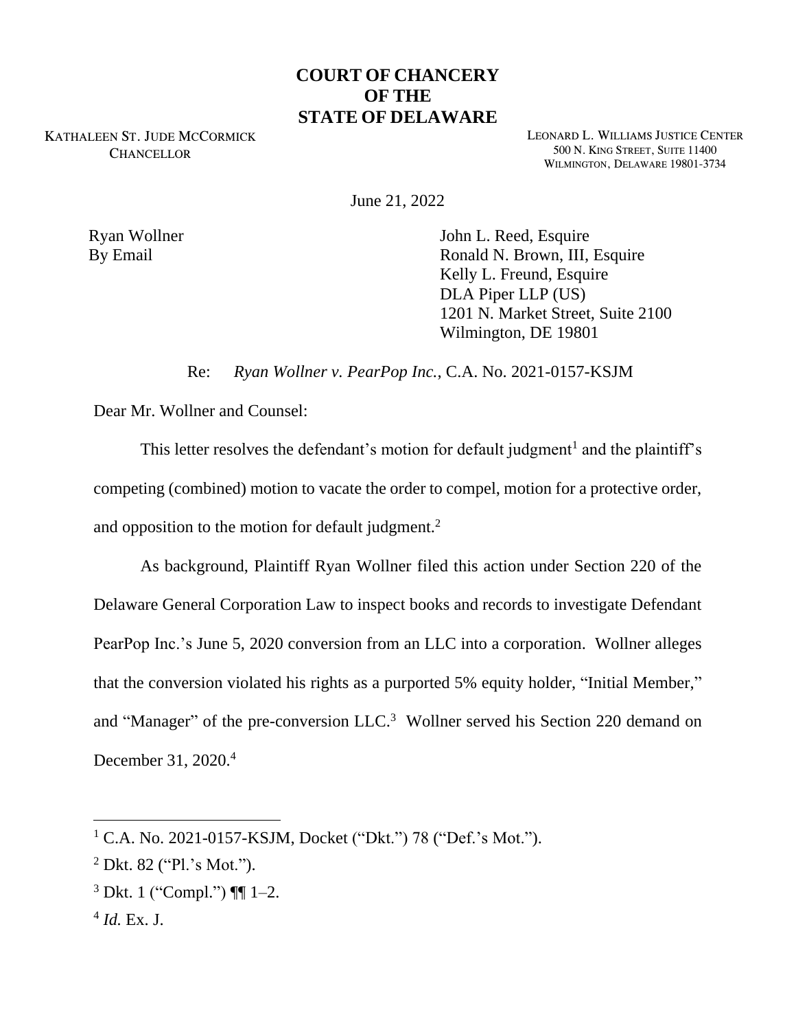# COURT OF CHANCERY OF THE STATE OF DELAWARE

KATHALEEN ST. JUDE MCCORMICK
CHANCELLOR

LEONARD L. WILLIAMS JUSTICE CENTER
500 N. KING STREET, SUITE 11400
WILMINGTON, DELAWARE 19801-3734

June 21, 2022

Ryan Wollner
By Email

John L. Reed, Esquire
Ronald N. Brown, III, Esquire
Kelly L. Freund, Esquire
DLA Piper LLP (US)
1201 N. Market Street, Suite 2100
Wilmington, DE 19801

Re: *Ryan Wollner v. PearPop Inc.*, C.A. No. 2021-0157-KSJM

Dear Mr. Wollner and Counsel:

This letter resolves the defendant's motion for default judgment[1] and the plaintiff's competing (combined) motion to vacate the order to compel, motion for a protective order, and opposition to the motion for default judgment.[2]

As background, Plaintiff Ryan Wollner filed this action under Section 220 of the Delaware General Corporation Law to inspect books and records to investigate Defendant PearPop Inc.'s June 5, 2020 conversion from an LLC into a corporation. Wollner alleges that the conversion violated his rights as a purported 5% equity holder, "Initial Member," and "Manager" of the pre-conversion LLC.[3] Wollner served his Section 220 demand on December 31, 2020.[4]

---

[1] C.A. No. 2021-0157-KSJM, Docket ("Dkt.") 78 ("Def.'s Mot.").

[2] Dkt. 82 ("Pl.'s Mot.").

[3] Dkt. 1 ("Compl.") ¶¶ 1–2.

[4] *Id.* Ex. J.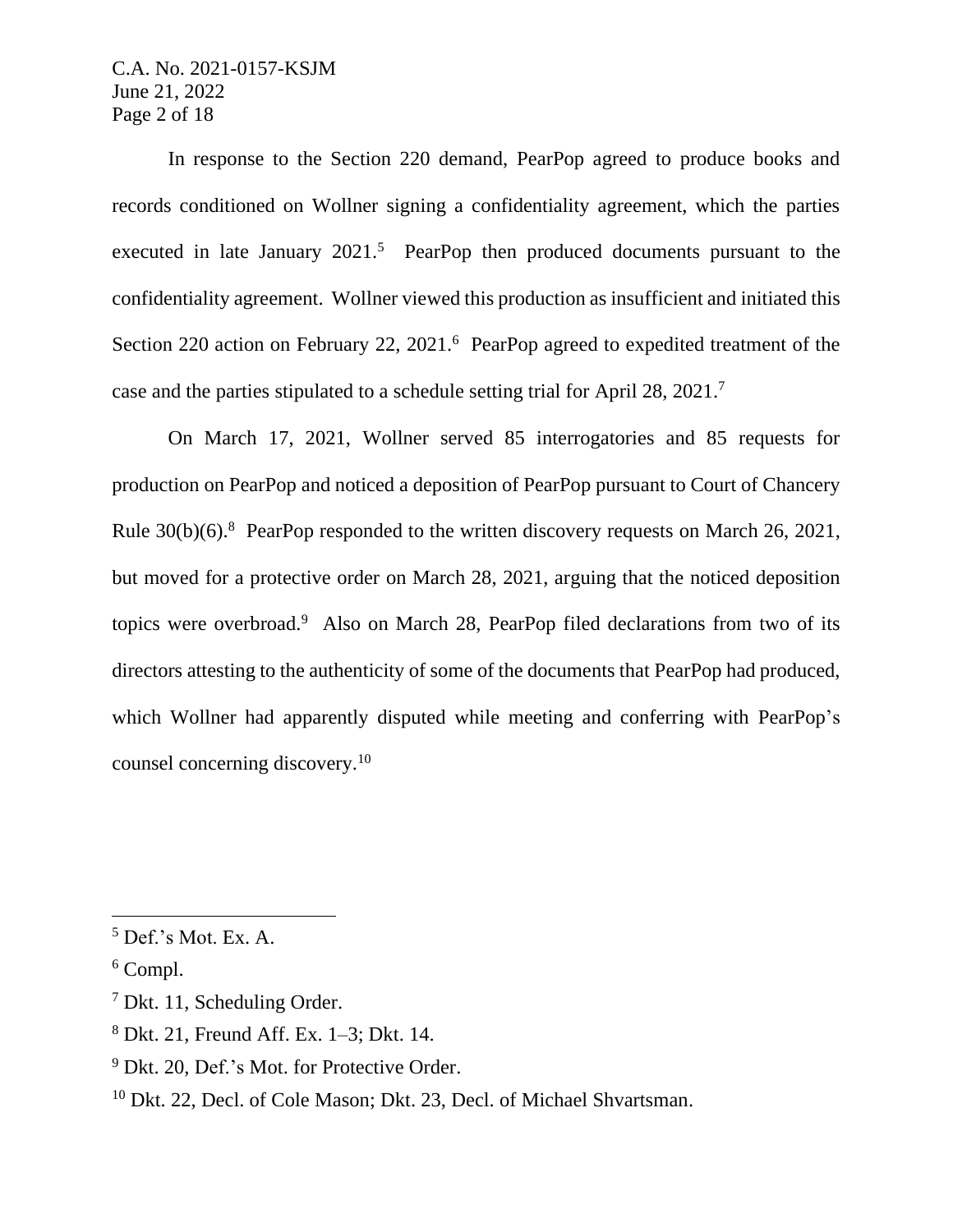In response to the Section 220 demand, PearPop agreed to produce books and records conditioned on Wollner signing a confidentiality agreement, which the parties executed in late January 2021.[5] PearPop then produced documents pursuant to the confidentiality agreement. Wollner viewed this production as insufficient and initiated this Section 220 action on February 22, 2021.[6] PearPop agreed to expedited treatment of the case and the parties stipulated to a schedule setting trial for April 28, 2021.[7]

On March 17, 2021, Wollner served 85 interrogatories and 85 requests for production on PearPop and noticed a deposition of PearPop pursuant to Court of Chancery Rule 30(b)(6).[8] PearPop responded to the written discovery requests on March 26, 2021, but moved for a protective order on March 28, 2021, arguing that the noticed deposition topics were overbroad.[9] Also on March 28, PearPop filed declarations from two of its directors attesting to the authenticity of some of the documents that PearPop had produced, which Wollner had apparently disputed while meeting and conferring with PearPop's counsel concerning discovery.[10]

---

[5] Def.'s Mot. Ex. A.

[6] Compl.

[7] Dkt. 11, Scheduling Order.

[8] Dkt. 21, Freund Aff. Ex. 1–3; Dkt. 14.

[9] Dkt. 20, Def.'s Mot. for Protective Order.

[10] Dkt. 22, Decl. of Cole Mason; Dkt. 23, Decl. of Michael Shvartsman.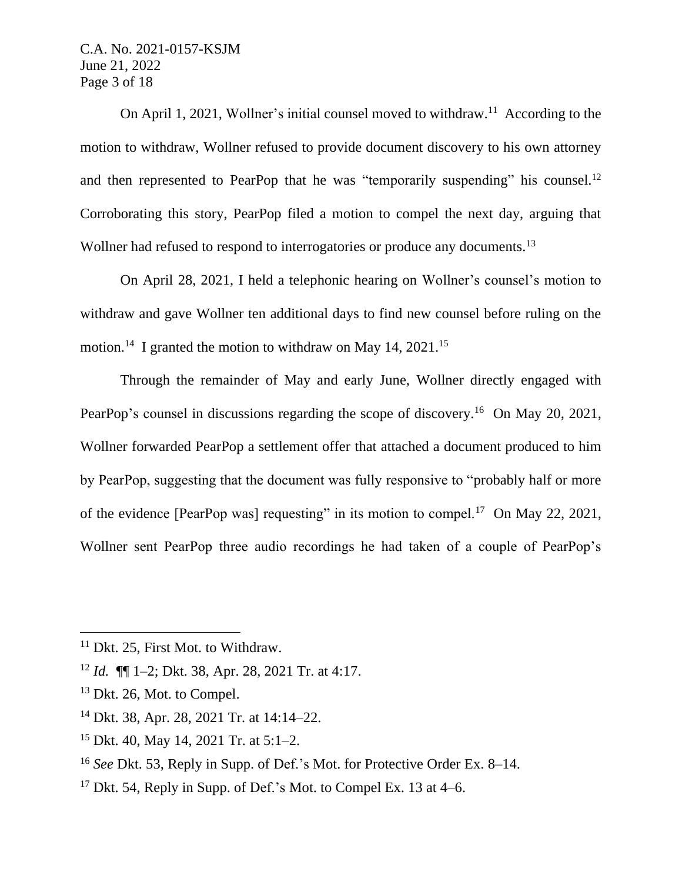On April 1, 2021, Wollner's initial counsel moved to withdraw.[11] According to the motion to withdraw, Wollner refused to provide document discovery to his own attorney and then represented to PearPop that he was "temporarily suspending" his counsel.[12] Corroborating this story, PearPop filed a motion to compel the next day, arguing that Wollner had refused to respond to interrogatories or produce any documents.[13]

On April 28, 2021, I held a telephonic hearing on Wollner's counsel's motion to withdraw and gave Wollner ten additional days to find new counsel before ruling on the motion.[14] I granted the motion to withdraw on May 14, 2021.[15]

Through the remainder of May and early June, Wollner directly engaged with PearPop's counsel in discussions regarding the scope of discovery.[16] On May 20, 2021, Wollner forwarded PearPop a settlement offer that attached a document produced to him by PearPop, suggesting that the document was fully responsive to "probably half or more of the evidence [PearPop was] requesting" in its motion to compel.[17] On May 22, 2021, Wollner sent PearPop three audio recordings he had taken of a couple of PearPop's

---

[11] Dkt. 25, First Mot. to Withdraw.

[12] *Id.* ¶¶ 1–2; Dkt. 38, Apr. 28, 2021 Tr. at 4:17.

[13] Dkt. 26, Mot. to Compel.

[14] Dkt. 38, Apr. 28, 2021 Tr. at 14:14–22.

[15] Dkt. 40, May 14, 2021 Tr. at 5:1–2.

[16] *See* Dkt. 53, Reply in Supp. of Def.'s Mot. for Protective Order Ex. 8–14.

[17] Dkt. 54, Reply in Supp. of Def.'s Mot. to Compel Ex. 13 at 4–6.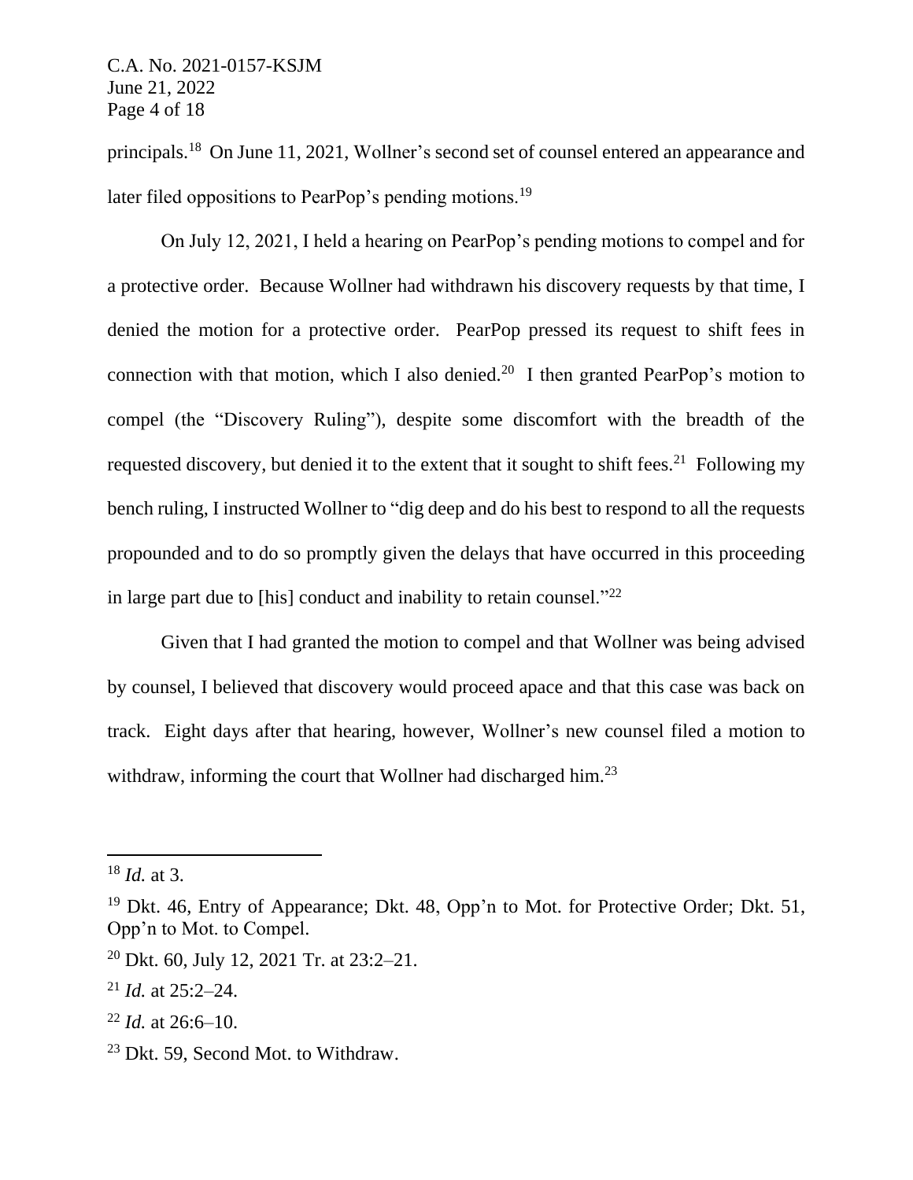principals.[18] On June 11, 2021, Wollner's second set of counsel entered an appearance and later filed oppositions to PearPop's pending motions.[19]

On July 12, 2021, I held a hearing on PearPop's pending motions to compel and for a protective order. Because Wollner had withdrawn his discovery requests by that time, I denied the motion for a protective order. PearPop pressed its request to shift fees in connection with that motion, which I also denied.[20] I then granted PearPop's motion to compel (the "Discovery Ruling"), despite some discomfort with the breadth of the requested discovery, but denied it to the extent that it sought to shift fees.[21] Following my bench ruling, I instructed Wollner to "dig deep and do his best to respond to all the requests propounded and to do so promptly given the delays that have occurred in this proceeding in large part due to [his] conduct and inability to retain counsel."[22]

Given that I had granted the motion to compel and that Wollner was being advised by counsel, I believed that discovery would proceed apace and that this case was back on track. Eight days after that hearing, however, Wollner's new counsel filed a motion to withdraw, informing the court that Wollner had discharged him.[23]

---

[18] *Id.* at 3.

[19] Dkt. 46, Entry of Appearance; Dkt. 48, Opp'n to Mot. for Protective Order; Dkt. 51, Opp'n to Mot. to Compel.

[20] Dkt. 60, July 12, 2021 Tr. at 23:2–21.

[21] *Id.* at 25:2–24.

[22] *Id.* at 26:6–10.

[23] Dkt. 59, Second Mot. to Withdraw.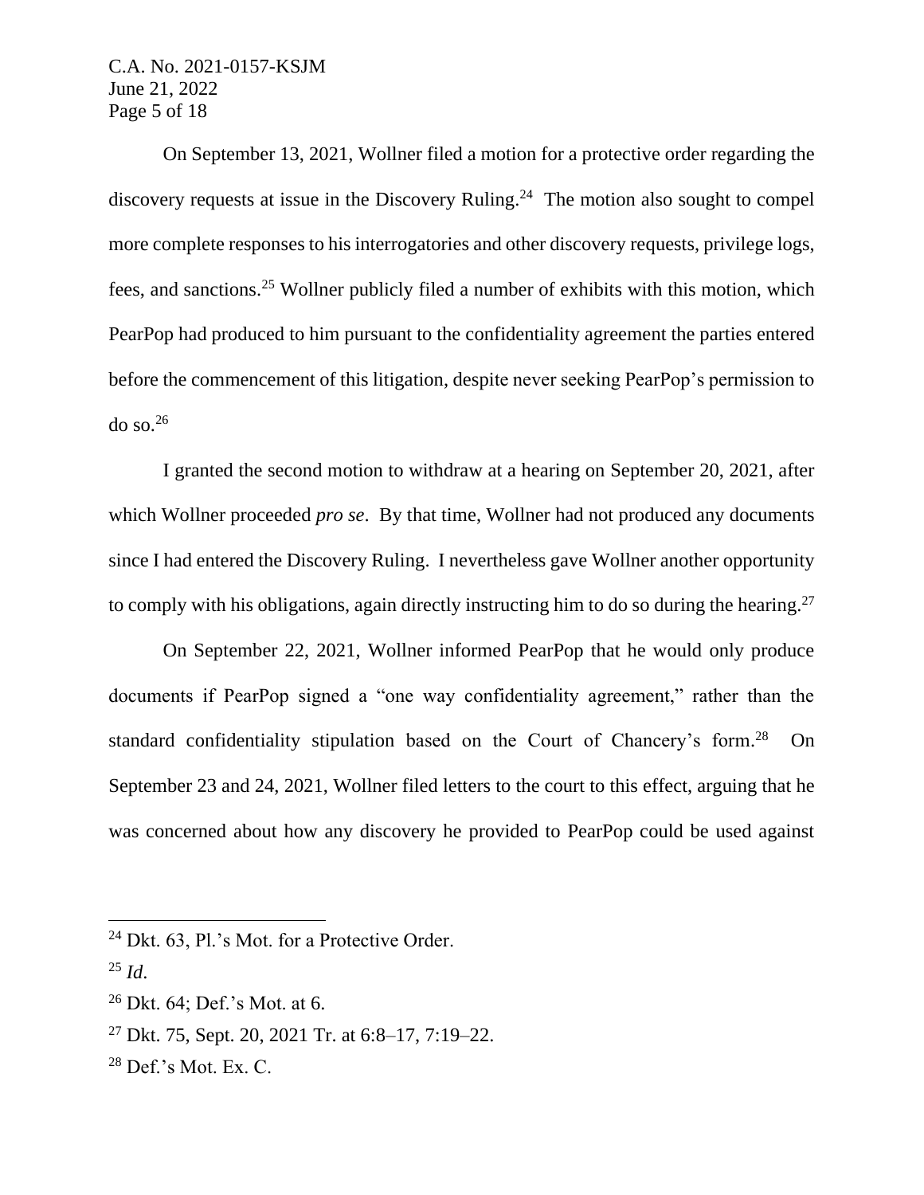On September 13, 2021, Wollner filed a motion for a protective order regarding the discovery requests at issue in the Discovery Ruling.[24] The motion also sought to compel more complete responses to his interrogatories and other discovery requests, privilege logs, fees, and sanctions.[25] Wollner publicly filed a number of exhibits with this motion, which PearPop had produced to him pursuant to the confidentiality agreement the parties entered before the commencement of this litigation, despite never seeking PearPop's permission to do so.[26]

I granted the second motion to withdraw at a hearing on September 20, 2021, after which Wollner proceeded *pro se*. By that time, Wollner had not produced any documents since I had entered the Discovery Ruling. I nevertheless gave Wollner another opportunity to comply with his obligations, again directly instructing him to do so during the hearing.[27]

On September 22, 2021, Wollner informed PearPop that he would only produce documents if PearPop signed a "one way confidentiality agreement," rather than the standard confidentiality stipulation based on the Court of Chancery's form.[28] On September 23 and 24, 2021, Wollner filed letters to the court to this effect, arguing that he was concerned about how any discovery he provided to PearPop could be used against

---

[24] Dkt. 63, Pl.'s Mot. for a Protective Order.

[25] *Id*.

[26] Dkt. 64; Def.'s Mot. at 6.

[27] Dkt. 75, Sept. 20, 2021 Tr. at 6:8–17, 7:19–22.

[28] Def.'s Mot. Ex. C.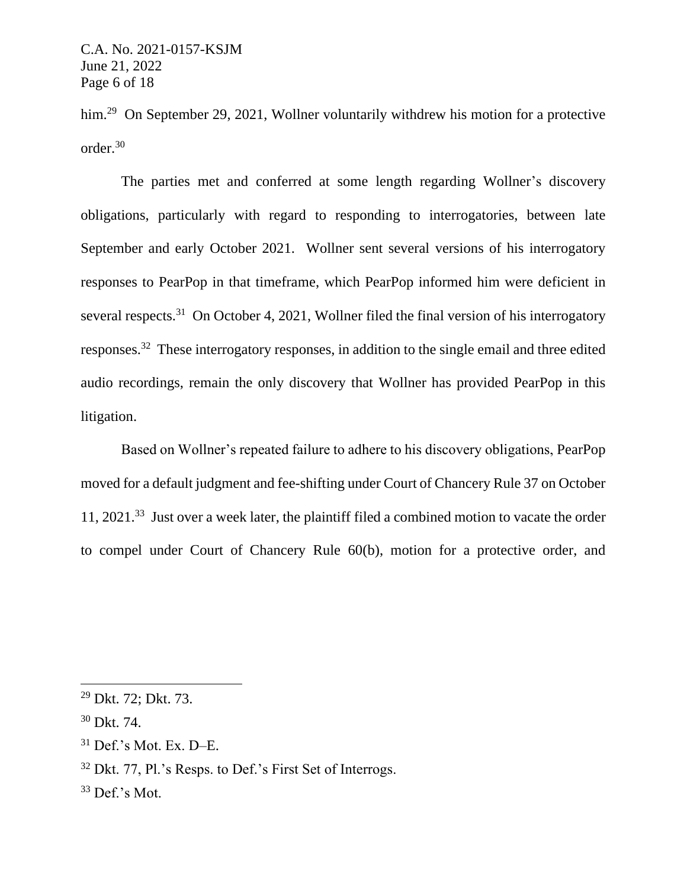him.[29] On September 29, 2021, Wollner voluntarily withdrew his motion for a protective order.[30]

The parties met and conferred at some length regarding Wollner's discovery obligations, particularly with regard to responding to interrogatories, between late September and early October 2021. Wollner sent several versions of his interrogatory responses to PearPop in that timeframe, which PearPop informed him were deficient in several respects.[31] On October 4, 2021, Wollner filed the final version of his interrogatory responses.[32] These interrogatory responses, in addition to the single email and three edited audio recordings, remain the only discovery that Wollner has provided PearPop in this litigation.

Based on Wollner's repeated failure to adhere to his discovery obligations, PearPop moved for a default judgment and fee-shifting under Court of Chancery Rule 37 on October 11, 2021.[33] Just over a week later, the plaintiff filed a combined motion to vacate the order to compel under Court of Chancery Rule 60(b), motion for a protective order, and

---

[29] Dkt. 72; Dkt. 73.

[30] Dkt. 74.

[31] Def.'s Mot. Ex. D–E.

[32] Dkt. 77, Pl.'s Resps. to Def.'s First Set of Interrogs.

[33] Def.'s Mot.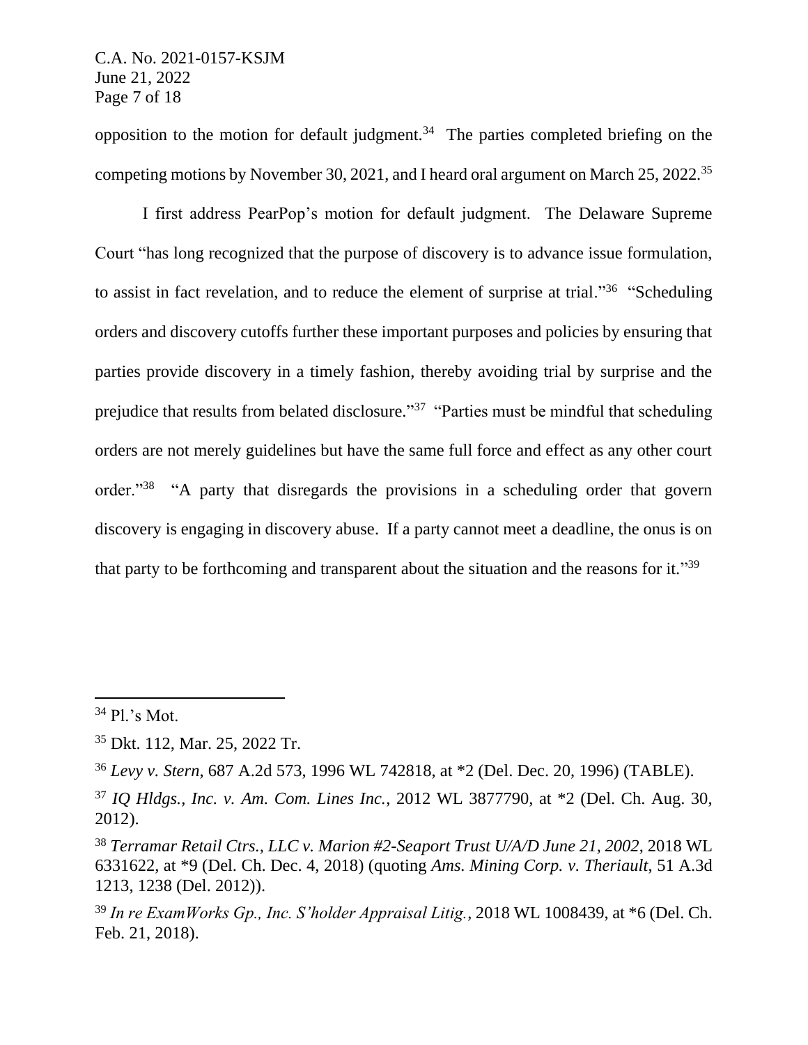opposition to the motion for default judgment.[34] The parties completed briefing on the competing motions by November 30, 2021, and I heard oral argument on March 25, 2022.[35]

I first address PearPop's motion for default judgment. The Delaware Supreme Court "has long recognized that the purpose of discovery is to advance issue formulation, to assist in fact revelation, and to reduce the element of surprise at trial."[36] "Scheduling orders and discovery cutoffs further these important purposes and policies by ensuring that parties provide discovery in a timely fashion, thereby avoiding trial by surprise and the prejudice that results from belated disclosure."[37] "Parties must be mindful that scheduling orders are not merely guidelines but have the same full force and effect as any other court order."[38] "A party that disregards the provisions in a scheduling order that govern discovery is engaging in discovery abuse. If a party cannot meet a deadline, the onus is on that party to be forthcoming and transparent about the situation and the reasons for it."[39]

---

[34] Pl.'s Mot.

[35] Dkt. 112, Mar. 25, 2022 Tr.

[36] *Levy v. Stern*, 687 A.2d 573, 1996 WL 742818, at *2 (Del. Dec. 20, 1996) (TABLE).

[37] *IQ Hldgs., Inc. v. Am. Com. Lines Inc.*, 2012 WL 3877790, at *2 (Del. Ch. Aug. 30, 2012).

[38] *Terramar Retail Ctrs., LLC v. Marion #2-Seaport Trust U/A/D June 21, 2002*, 2018 WL 6331622, at *9 (Del. Ch. Dec. 4, 2018) (quoting *Ams. Mining Corp. v. Theriault*, 51 A.3d 1213, 1238 (Del. 2012)).

[39] *In re ExamWorks Gp., Inc. S'holder Appraisal Litig.*, 2018 WL 1008439, at *6 (Del. Ch. Feb. 21, 2018).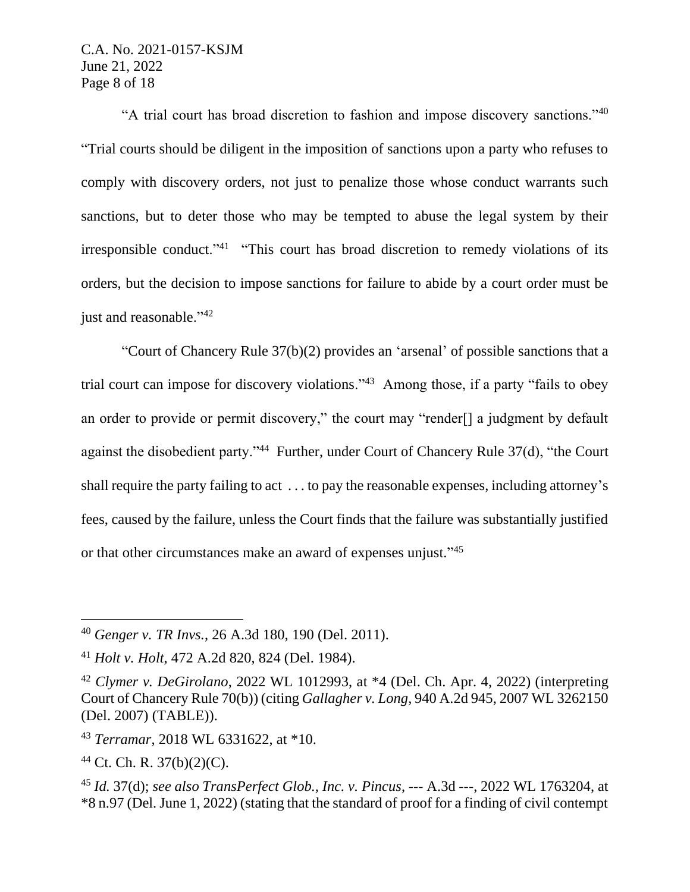"A trial court has broad discretion to fashion and impose discovery sanctions."[40] "Trial courts should be diligent in the imposition of sanctions upon a party who refuses to comply with discovery orders, not just to penalize those whose conduct warrants such sanctions, but to deter those who may be tempted to abuse the legal system by their irresponsible conduct."[41] "This court has broad discretion to remedy violations of its orders, but the decision to impose sanctions for failure to abide by a court order must be just and reasonable."[42]

"Court of Chancery Rule 37(b)(2) provides an 'arsenal' of possible sanctions that a trial court can impose for discovery violations."[43] Among those, if a party "fails to obey an order to provide or permit discovery," the court may "render[] a judgment by default against the disobedient party."[44] Further, under Court of Chancery Rule 37(d), "the Court shall require the party failing to act . . . to pay the reasonable expenses, including attorney's fees, caused by the failure, unless the Court finds that the failure was substantially justified or that other circumstances make an award of expenses unjust."[45]

---

[40] *Genger v. TR Invs.*, 26 A.3d 180, 190 (Del. 2011).

[41] *Holt v. Holt*, 472 A.2d 820, 824 (Del. 1984).

[42] *Clymer v. DeGirolano*, 2022 WL 1012993, at *4 (Del. Ch. Apr. 4, 2022) (interpreting Court of Chancery Rule 70(b)) (citing *Gallagher v. Long*, 940 A.2d 945, 2007 WL 3262150 (Del. 2007) (TABLE)).

[43] *Terramar*, 2018 WL 6331622, at *10.

[44] Ct. Ch. R. 37(b)(2)(C).

[45] *Id.* 37(d); *see also TransPerfect Glob., Inc. v. Pincus*, --- A.3d ---, 2022 WL 1763204, at *8 n.97 (Del. June 1, 2022) (stating that the standard of proof for a finding of civil contempt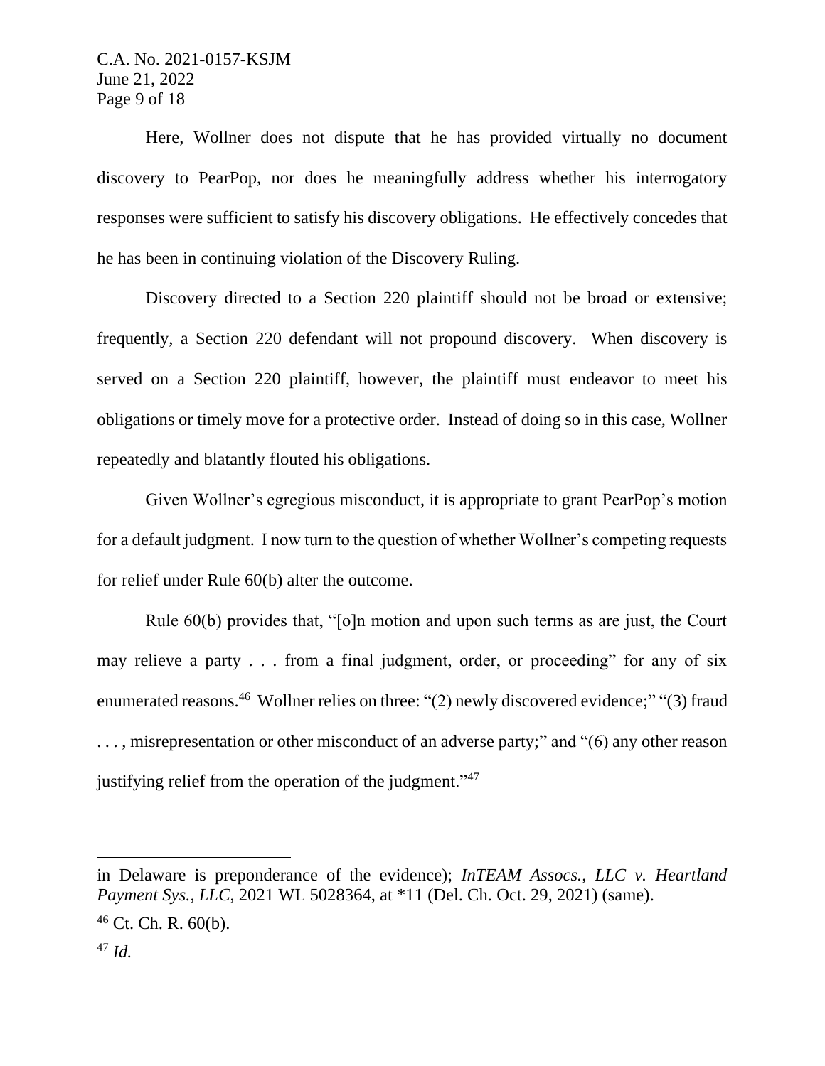Here, Wollner does not dispute that he has provided virtually no document discovery to PearPop, nor does he meaningfully address whether his interrogatory responses were sufficient to satisfy his discovery obligations. He effectively concedes that he has been in continuing violation of the Discovery Ruling.

Discovery directed to a Section 220 plaintiff should not be broad or extensive; frequently, a Section 220 defendant will not propound discovery. When discovery is served on a Section 220 plaintiff, however, the plaintiff must endeavor to meet his obligations or timely move for a protective order. Instead of doing so in this case, Wollner repeatedly and blatantly flouted his obligations.

Given Wollner's egregious misconduct, it is appropriate to grant PearPop's motion for a default judgment. I now turn to the question of whether Wollner's competing requests for relief under Rule 60(b) alter the outcome.

Rule 60(b) provides that, "[o]n motion and upon such terms as are just, the Court may relieve a party . . . from a final judgment, order, or proceeding" for any of six enumerated reasons.[46] Wollner relies on three: "(2) newly discovered evidence;" "(3) fraud . . . , misrepresentation or other misconduct of an adverse party;" and "(6) any other reason justifying relief from the operation of the judgment."[47]

---

in Delaware is preponderance of the evidence); *InTEAM Assocs., LLC v. Heartland Payment Sys., LLC*, 2021 WL 5028364, at *11 (Del. Ch. Oct. 29, 2021) (same).

[46] Ct. Ch. R. 60(b).

[47] *Id.*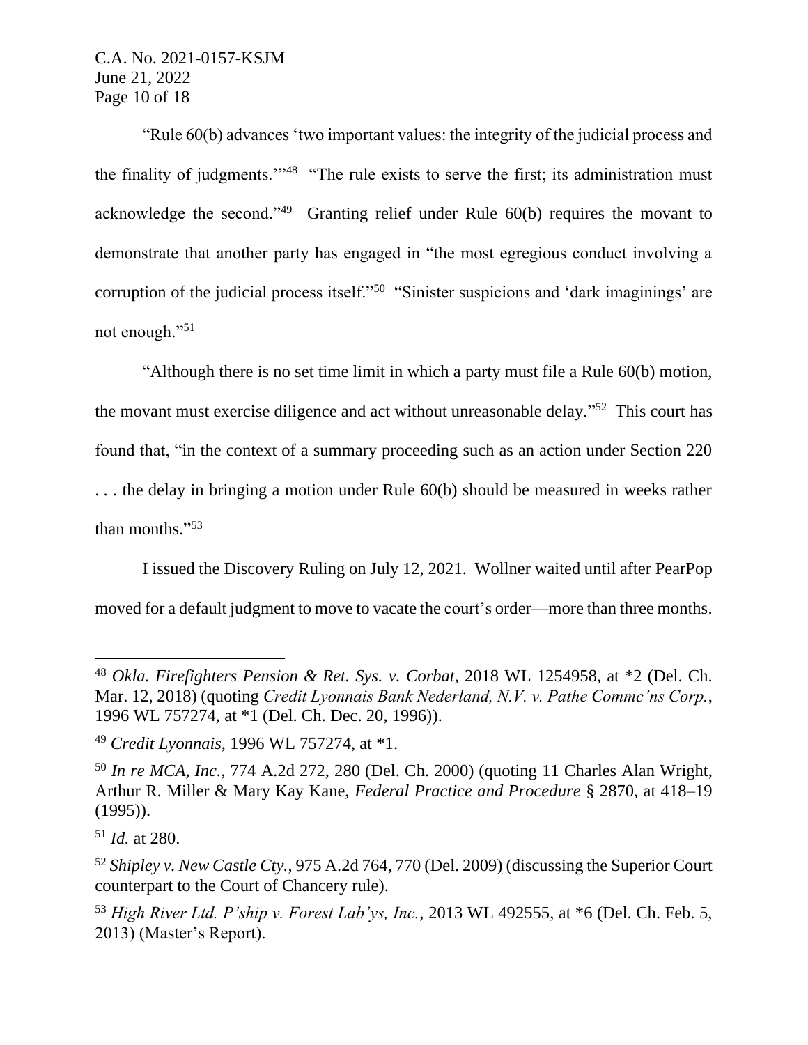"Rule 60(b) advances 'two important values: the integrity of the judicial process and the finality of judgments.'"[48] "The rule exists to serve the first; its administration must acknowledge the second."[49] Granting relief under Rule 60(b) requires the movant to demonstrate that another party has engaged in "the most egregious conduct involving a corruption of the judicial process itself."[50] "Sinister suspicions and 'dark imaginings' are not enough."[51]

"Although there is no set time limit in which a party must file a Rule 60(b) motion, the movant must exercise diligence and act without unreasonable delay."[52] This court has found that, "in the context of a summary proceeding such as an action under Section 220 . . . the delay in bringing a motion under Rule 60(b) should be measured in weeks rather than months."[53]

I issued the Discovery Ruling on July 12, 2021. Wollner waited until after PearPop moved for a default judgment to move to vacate the court's order—more than three months.

---

[48] *Okla. Firefighters Pension & Ret. Sys. v. Corbat*, 2018 WL 1254958, at *2 (Del. Ch. Mar. 12, 2018) (quoting *Credit Lyonnais Bank Nederland, N.V. v. Pathe Commc'ns Corp.*, 1996 WL 757274, at *1 (Del. Ch. Dec. 20, 1996)).

[49] *Credit Lyonnais*, 1996 WL 757274, at *1.

[50] *In re MCA, Inc.*, 774 A.2d 272, 280 (Del. Ch. 2000) (quoting 11 Charles Alan Wright, Arthur R. Miller & Mary Kay Kane, *Federal Practice and Procedure* § 2870, at 418–19 (1995)).

[51] *Id.* at 280.

[52] *Shipley v. New Castle Cty.*, 975 A.2d 764, 770 (Del. 2009) (discussing the Superior Court counterpart to the Court of Chancery rule).

[53] *High River Ltd. P'ship v. Forest Lab'ys, Inc.*, 2013 WL 492555, at *6 (Del. Ch. Feb. 5, 2013) (Master's Report).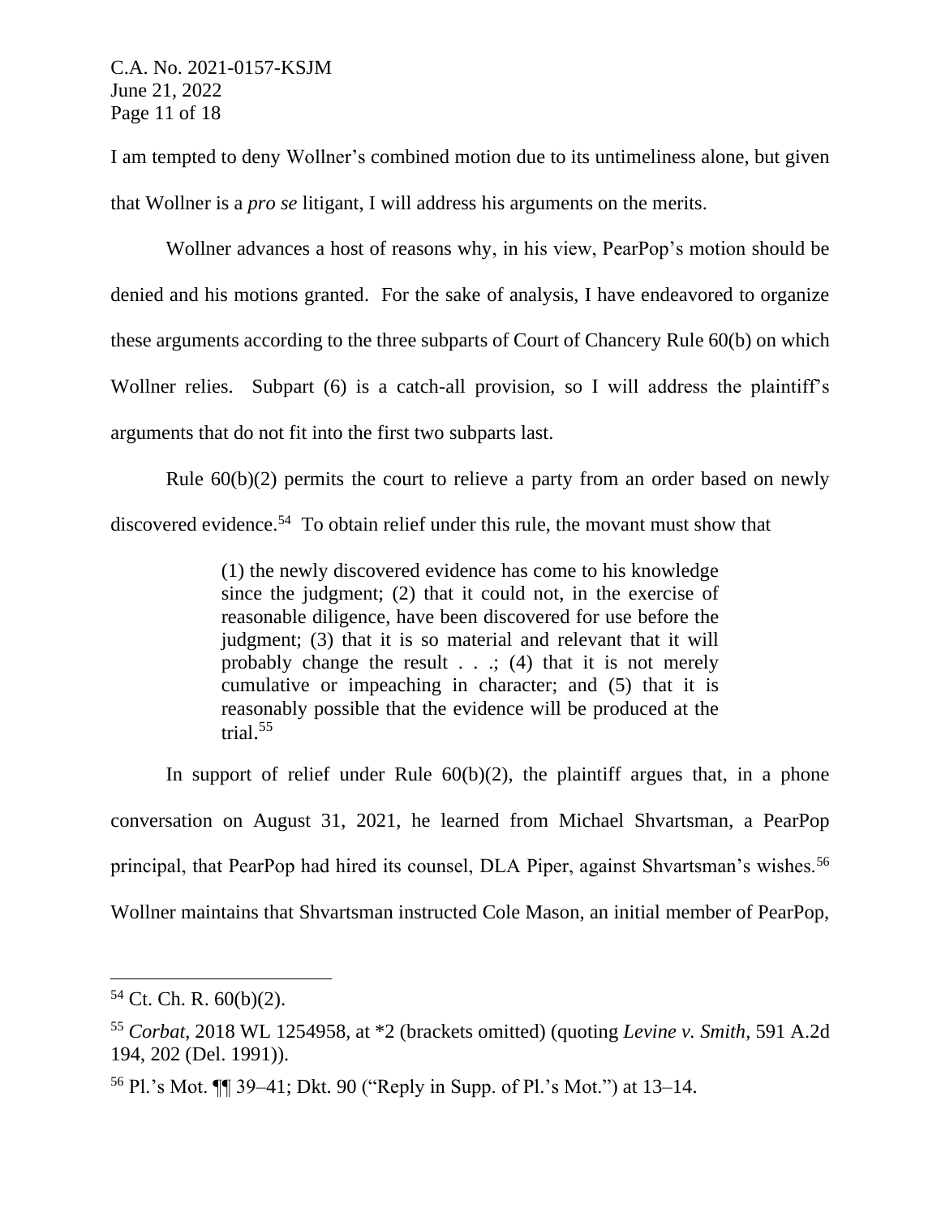I am tempted to deny Wollner's combined motion due to its untimeliness alone, but given that Wollner is a *pro se* litigant, I will address his arguments on the merits.

Wollner advances a host of reasons why, in his view, PearPop's motion should be denied and his motions granted. For the sake of analysis, I have endeavored to organize these arguments according to the three subparts of Court of Chancery Rule 60(b) on which Wollner relies. Subpart (6) is a catch-all provision, so I will address the plaintiff's arguments that do not fit into the first two subparts last.

Rule 60(b)(2) permits the court to relieve a party from an order based on newly discovered evidence.[54] To obtain relief under this rule, the movant must show that

> (1) the newly discovered evidence has come to his knowledge since the judgment; (2) that it could not, in the exercise of reasonable diligence, have been discovered for use before the judgment; (3) that it is so material and relevant that it will probably change the result . . .; (4) that it is not merely cumulative or impeaching in character; and (5) that it is reasonably possible that the evidence will be produced at the trial.[55]

In support of relief under Rule 60(b)(2), the plaintiff argues that, in a phone conversation on August 31, 2021, he learned from Michael Shvartsman, a PearPop principal, that PearPop had hired its counsel, DLA Piper, against Shvartsman's wishes.[56] Wollner maintains that Shvartsman instructed Cole Mason, an initial member of PearPop,

---

[54] Ct. Ch. R. 60(b)(2).

[55] *Corbat*, 2018 WL 1254958, at *2 (brackets omitted) (quoting *Levine v. Smith*, 591 A.2d 194, 202 (Del. 1991)).

[56] Pl.'s Mot. ¶¶ 39–41; Dkt. 90 ("Reply in Supp. of Pl.'s Mot.") at 13–14.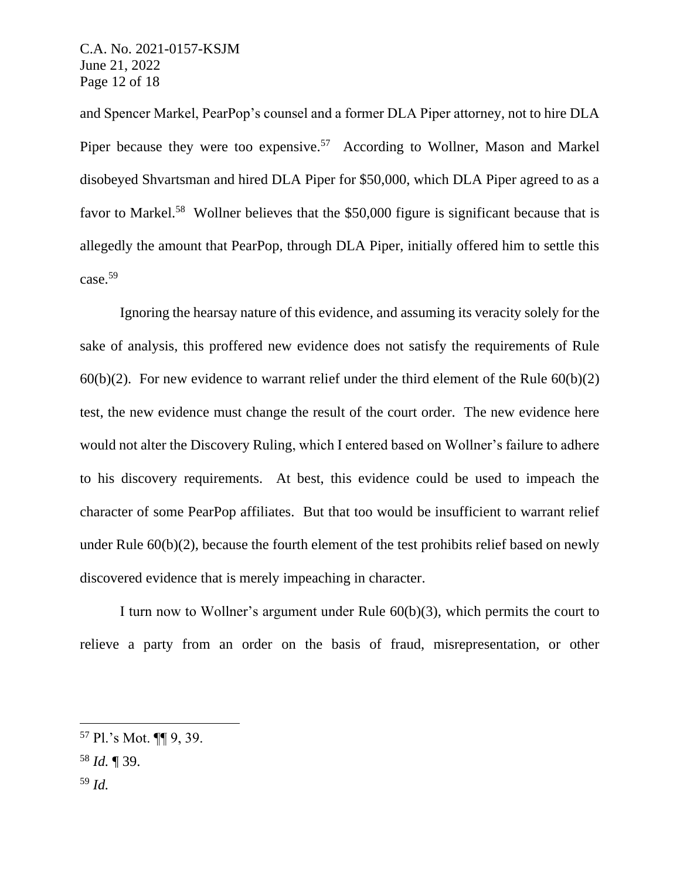and Spencer Markel, PearPop's counsel and a former DLA Piper attorney, not to hire DLA Piper because they were too expensive.[57] According to Wollner, Mason and Markel disobeyed Shvartsman and hired DLA Piper for $50,000, which DLA Piper agreed to as a favor to Markel.[58] Wollner believes that the $50,000 figure is significant because that is allegedly the amount that PearPop, through DLA Piper, initially offered him to settle this case.[59]

Ignoring the hearsay nature of this evidence, and assuming its veracity solely for the sake of analysis, this proffered new evidence does not satisfy the requirements of Rule 60(b)(2). For new evidence to warrant relief under the third element of the Rule 60(b)(2) test, the new evidence must change the result of the court order. The new evidence here would not alter the Discovery Ruling, which I entered based on Wollner's failure to adhere to his discovery requirements. At best, this evidence could be used to impeach the character of some PearPop affiliates. But that too would be insufficient to warrant relief under Rule 60(b)(2), because the fourth element of the test prohibits relief based on newly discovered evidence that is merely impeaching in character.

I turn now to Wollner's argument under Rule 60(b)(3), which permits the court to relieve a party from an order on the basis of fraud, misrepresentation, or other

---

[57] Pl.'s Mot. ¶¶ 9, 39.

[58] *Id.* ¶ 39.

[59] *Id.*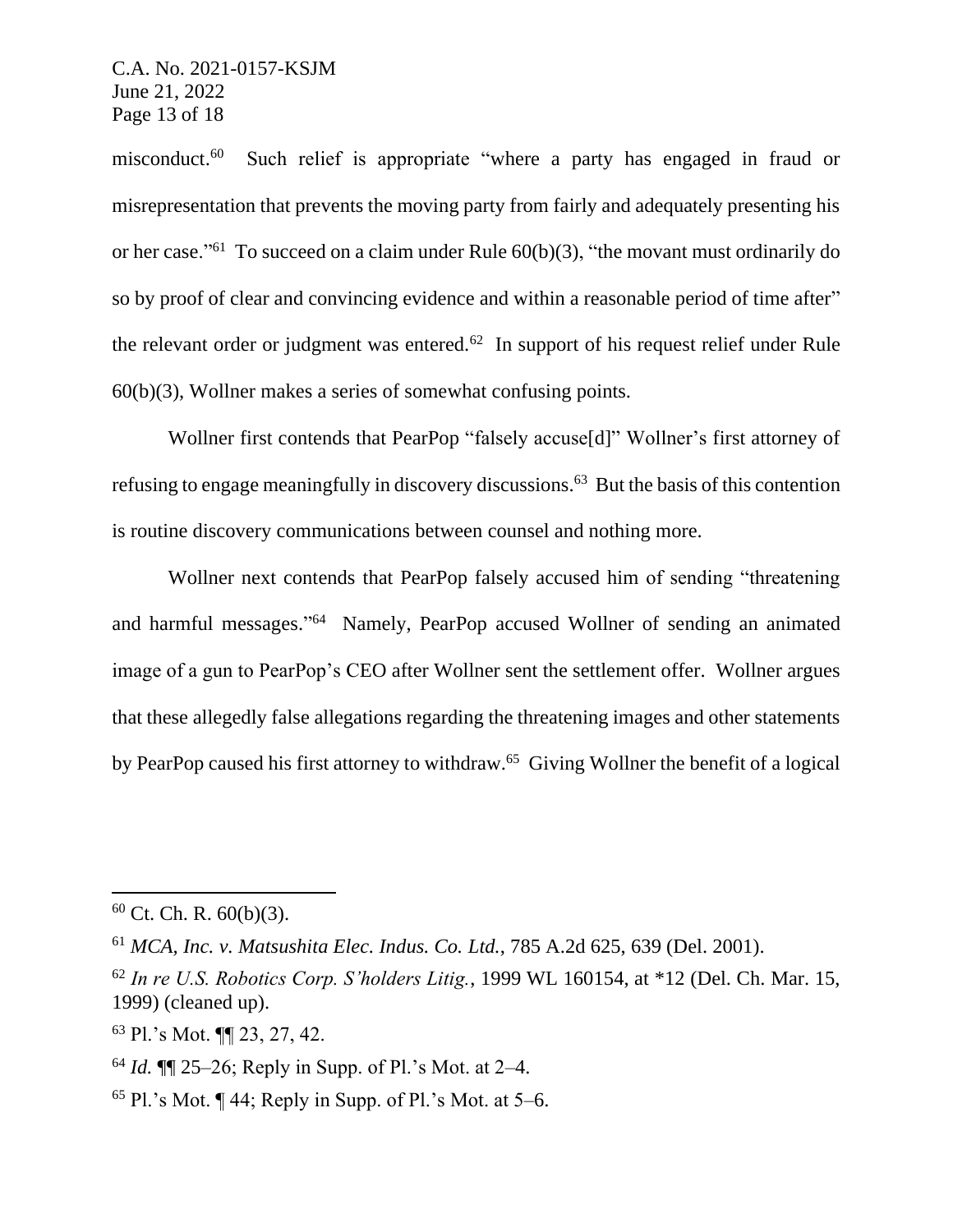misconduct.[60] Such relief is appropriate "where a party has engaged in fraud or misrepresentation that prevents the moving party from fairly and adequately presenting his or her case."[61] To succeed on a claim under Rule 60(b)(3), "the movant must ordinarily do so by proof of clear and convincing evidence and within a reasonable period of time after" the relevant order or judgment was entered.[62] In support of his request relief under Rule 60(b)(3), Wollner makes a series of somewhat confusing points.

Wollner first contends that PearPop "falsely accuse[d]" Wollner's first attorney of refusing to engage meaningfully in discovery discussions.[63] But the basis of this contention is routine discovery communications between counsel and nothing more.

Wollner next contends that PearPop falsely accused him of sending "threatening and harmful messages."[64] Namely, PearPop accused Wollner of sending an animated image of a gun to PearPop's CEO after Wollner sent the settlement offer. Wollner argues that these allegedly false allegations regarding the threatening images and other statements by PearPop caused his first attorney to withdraw.[65] Giving Wollner the benefit of a logical

---

[60] Ct. Ch. R. 60(b)(3).

[61] *MCA, Inc. v. Matsushita Elec. Indus. Co. Ltd.*, 785 A.2d 625, 639 (Del. 2001).

[62] *In re U.S. Robotics Corp. S'holders Litig.*, 1999 WL 160154, at *12 (Del. Ch. Mar. 15, 1999) (cleaned up).

[63] Pl.'s Mot. ¶¶ 23, 27, 42.

[64] *Id.* ¶¶ 25–26; Reply in Supp. of Pl.'s Mot. at 2–4.

[65] Pl.'s Mot. ¶ 44; Reply in Supp. of Pl.'s Mot. at 5–6.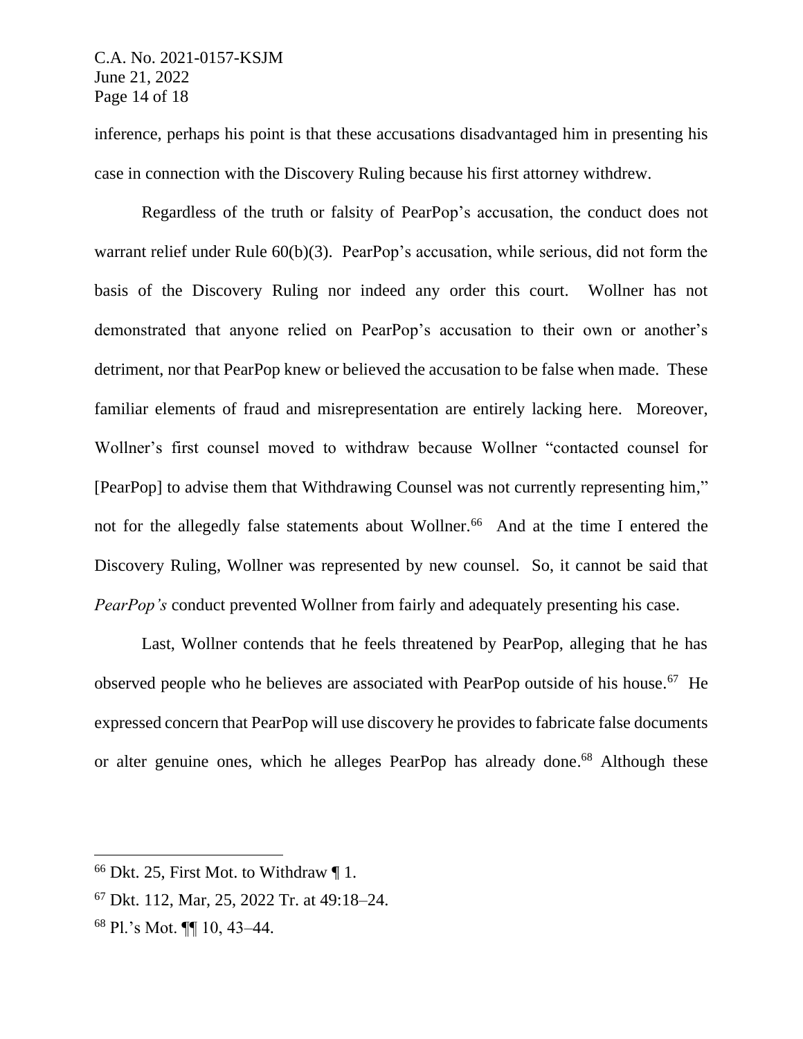inference, perhaps his point is that these accusations disadvantaged him in presenting his case in connection with the Discovery Ruling because his first attorney withdrew.

Regardless of the truth or falsity of PearPop's accusation, the conduct does not warrant relief under Rule 60(b)(3). PearPop's accusation, while serious, did not form the basis of the Discovery Ruling nor indeed any order this court. Wollner has not demonstrated that anyone relied on PearPop's accusation to their own or another's detriment, nor that PearPop knew or believed the accusation to be false when made. These familiar elements of fraud and misrepresentation are entirely lacking here. Moreover, Wollner's first counsel moved to withdraw because Wollner "contacted counsel for [PearPop] to advise them that Withdrawing Counsel was not currently representing him," not for the allegedly false statements about Wollner.[66] And at the time I entered the Discovery Ruling, Wollner was represented by new counsel. So, it cannot be said that *PearPop's* conduct prevented Wollner from fairly and adequately presenting his case.

Last, Wollner contends that he feels threatened by PearPop, alleging that he has observed people who he believes are associated with PearPop outside of his house.[67] He expressed concern that PearPop will use discovery he provides to fabricate false documents or alter genuine ones, which he alleges PearPop has already done.[68] Although these

---

[66] Dkt. 25, First Mot. to Withdraw ¶ 1.

[67] Dkt. 112, Mar, 25, 2022 Tr. at 49:18–24.

[68] Pl.'s Mot. ¶¶ 10, 43–44.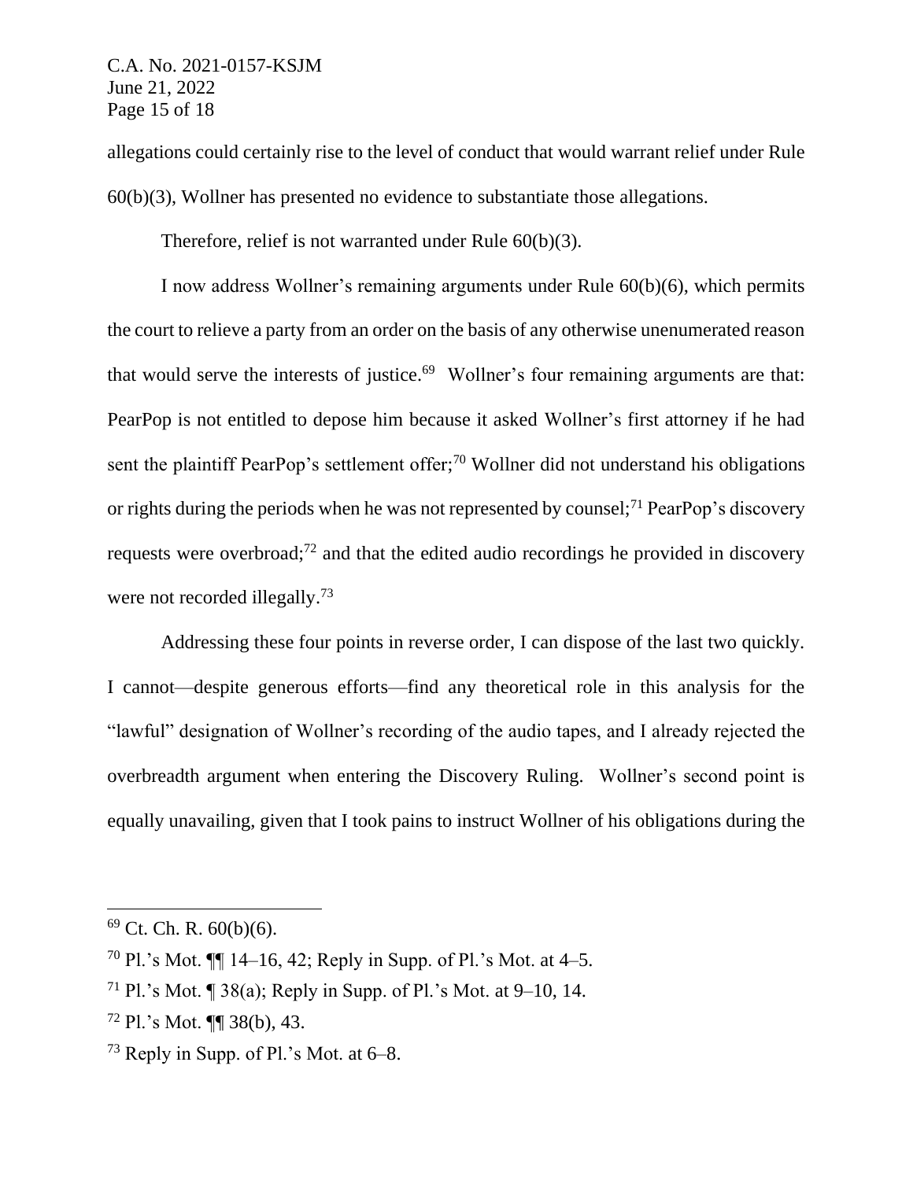allegations could certainly rise to the level of conduct that would warrant relief under Rule 60(b)(3), Wollner has presented no evidence to substantiate those allegations.

Therefore, relief is not warranted under Rule 60(b)(3).

I now address Wollner's remaining arguments under Rule 60(b)(6), which permits the court to relieve a party from an order on the basis of any otherwise unenumerated reason that would serve the interests of justice.[69] Wollner's four remaining arguments are that: PearPop is not entitled to depose him because it asked Wollner's first attorney if he had sent the plaintiff PearPop's settlement offer;[70] Wollner did not understand his obligations or rights during the periods when he was not represented by counsel;[71] PearPop's discovery requests were overbroad;[72] and that the edited audio recordings he provided in discovery were not recorded illegally.[73]

Addressing these four points in reverse order, I can dispose of the last two quickly. I cannot—despite generous efforts—find any theoretical role in this analysis for the "lawful" designation of Wollner's recording of the audio tapes, and I already rejected the overbreadth argument when entering the Discovery Ruling. Wollner's second point is equally unavailing, given that I took pains to instruct Wollner of his obligations during the

---

[69] Ct. Ch. R. 60(b)(6).

[70] Pl.'s Mot. ¶¶ 14–16, 42; Reply in Supp. of Pl.'s Mot. at 4–5.

[71] Pl.'s Mot. ¶ 38(a); Reply in Supp. of Pl.'s Mot. at 9–10, 14.

[72] Pl.'s Mot. ¶¶ 38(b), 43.

[73] Reply in Supp. of Pl.'s Mot. at 6–8.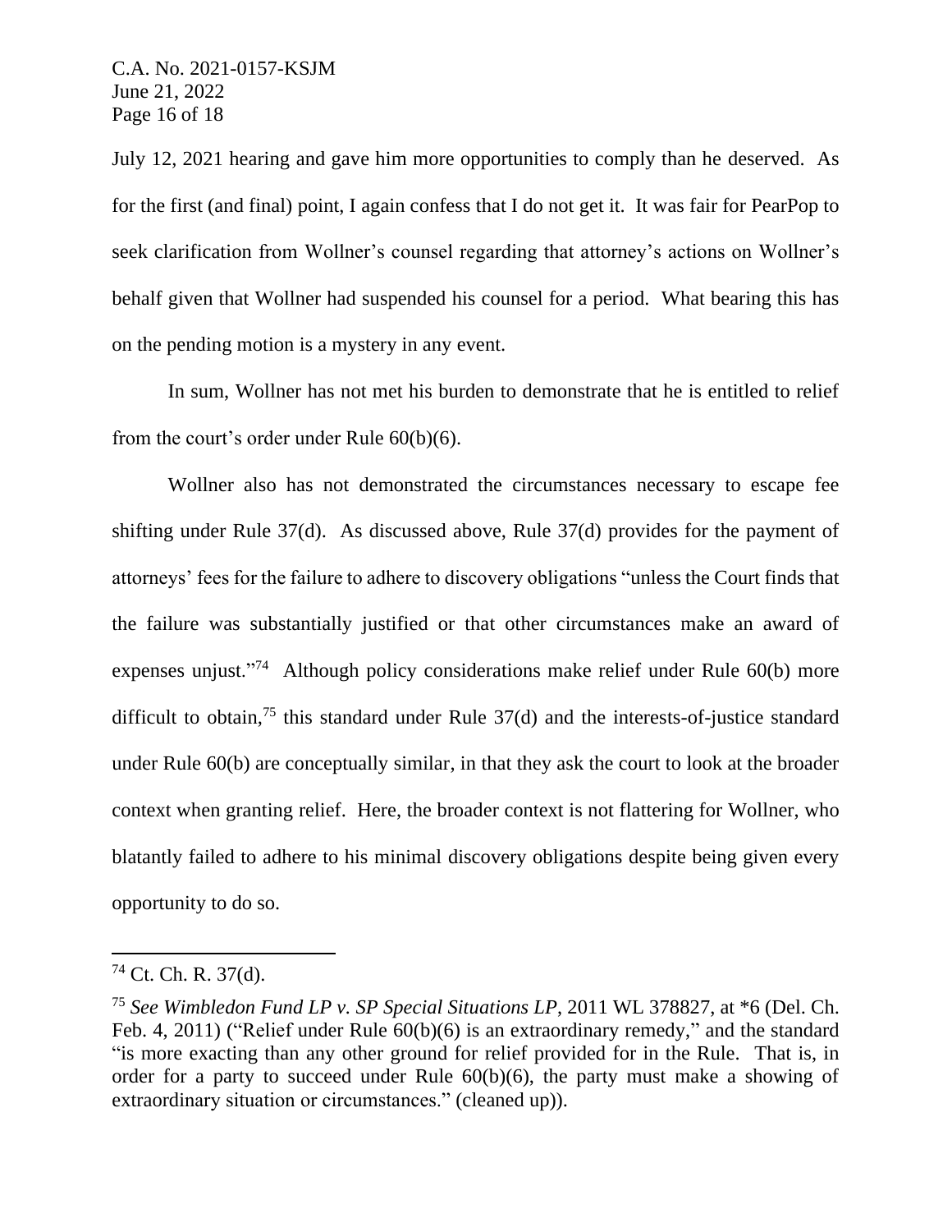July 12, 2021 hearing and gave him more opportunities to comply than he deserved. As for the first (and final) point, I again confess that I do not get it. It was fair for PearPop to seek clarification from Wollner's counsel regarding that attorney's actions on Wollner's behalf given that Wollner had suspended his counsel for a period. What bearing this has on the pending motion is a mystery in any event.

In sum, Wollner has not met his burden to demonstrate that he is entitled to relief from the court's order under Rule 60(b)(6).

Wollner also has not demonstrated the circumstances necessary to escape fee shifting under Rule 37(d). As discussed above, Rule 37(d) provides for the payment of attorneys' fees for the failure to adhere to discovery obligations "unless the Court finds that the failure was substantially justified or that other circumstances make an award of expenses unjust."[74] Although policy considerations make relief under Rule 60(b) more difficult to obtain,[75] this standard under Rule 37(d) and the interests-of-justice standard under Rule 60(b) are conceptually similar, in that they ask the court to look at the broader context when granting relief. Here, the broader context is not flattering for Wollner, who blatantly failed to adhere to his minimal discovery obligations despite being given every opportunity to do so.

---

[74] Ct. Ch. R. 37(d).

[75] *See Wimbledon Fund LP v. SP Special Situations LP*, 2011 WL 378827, at *6 (Del. Ch. Feb. 4, 2011) ("Relief under Rule 60(b)(6) is an extraordinary remedy," and the standard "is more exacting than any other ground for relief provided for in the Rule. That is, in order for a party to succeed under Rule 60(b)(6), the party must make a showing of extraordinary situation or circumstances." (cleaned up)).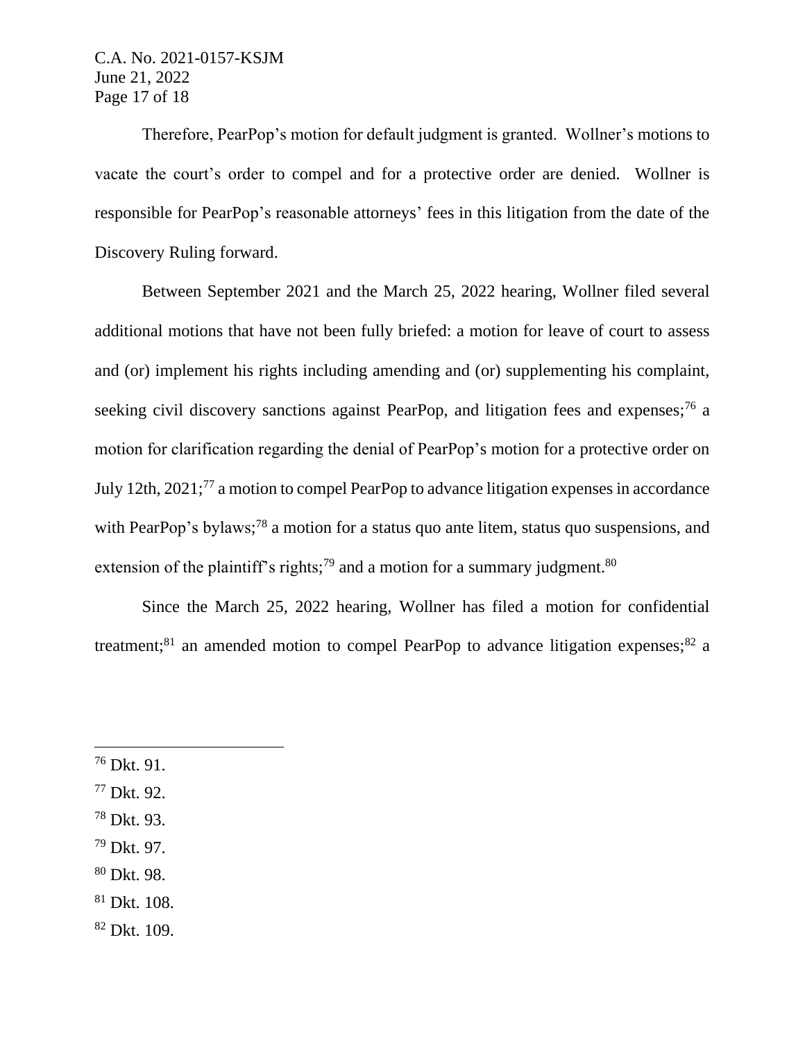Therefore, PearPop's motion for default judgment is granted. Wollner's motions to vacate the court's order to compel and for a protective order are denied. Wollner is responsible for PearPop's reasonable attorneys' fees in this litigation from the date of the Discovery Ruling forward.

Between September 2021 and the March 25, 2022 hearing, Wollner filed several additional motions that have not been fully briefed: a motion for leave of court to assess and (or) implement his rights including amending and (or) supplementing his complaint, seeking civil discovery sanctions against PearPop, and litigation fees and expenses;[76] a motion for clarification regarding the denial of PearPop's motion for a protective order on July 12th, 2021;[77] a motion to compel PearPop to advance litigation expenses in accordance with PearPop's bylaws;[78] a motion for a status quo ante litem, status quo suspensions, and extension of the plaintiff's rights;[79] and a motion for a summary judgment.[80]

Since the March 25, 2022 hearing, Wollner has filed a motion for confidential treatment;[81] an amended motion to compel PearPop to advance litigation expenses;[82] a

---

[76] Dkt. 91.

[77] Dkt. 92.

[78] Dkt. 93.

[79] Dkt. 97.

[80] Dkt. 98.

[81] Dkt. 108.

[82] Dkt. 109.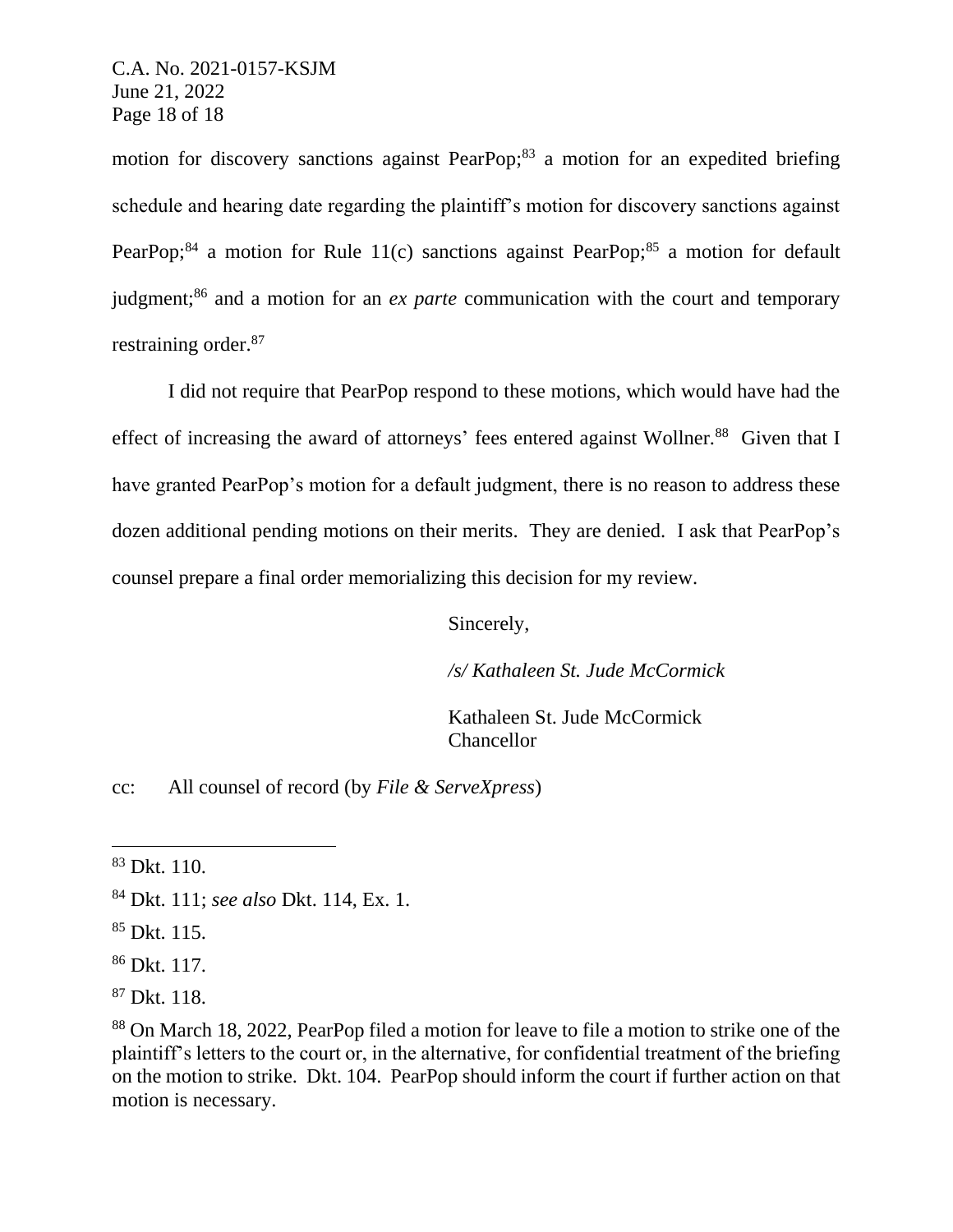motion for discovery sanctions against PearPop;[83] a motion for an expedited briefing schedule and hearing date regarding the plaintiff's motion for discovery sanctions against PearPop;[84] a motion for Rule 11(c) sanctions against PearPop;[85] a motion for default judgment;[86] and a motion for an *ex parte* communication with the court and temporary restraining order.[87]

I did not require that PearPop respond to these motions, which would have had the effect of increasing the award of attorneys' fees entered against Wollner.[88] Given that I have granted PearPop's motion for a default judgment, there is no reason to address these dozen additional pending motions on their merits. They are denied. I ask that PearPop's counsel prepare a final order memorializing this decision for my review.

Sincerely,

*/s/ Kathaleen St. Jude McCormick*

Kathaleen St. Jude McCormick
Chancellor

cc: All counsel of record (by *File & ServeXpress*)

---

[83] Dkt. 110.

[84] Dkt. 111; *see also* Dkt. 114, Ex. 1.

[85] Dkt. 115.

[86] Dkt. 117.

[87] Dkt. 118.

[88] On March 18, 2022, PearPop filed a motion for leave to file a motion to strike one of the plaintiff's letters to the court or, in the alternative, for confidential treatment of the briefing on the motion to strike. Dkt. 104. PearPop should inform the court if further action on that motion is necessary.